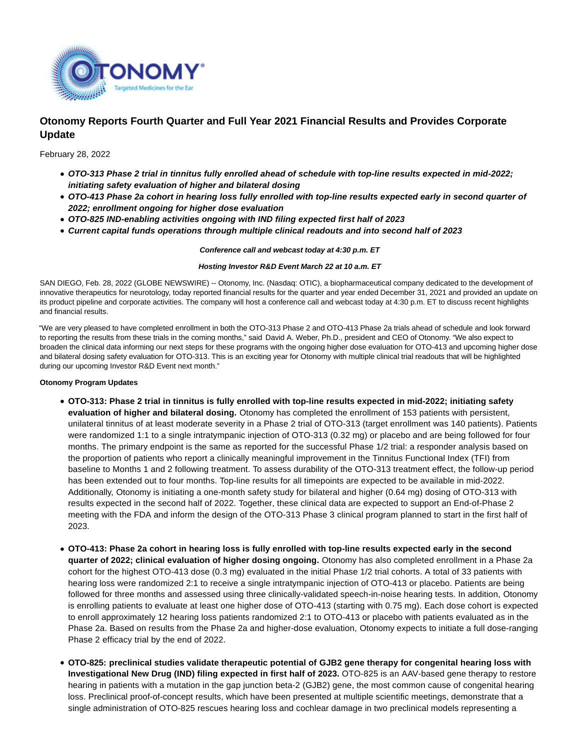# Otonomy Reports Fourth Quarter and Full Year 2021 Financial Results and Provides Corporate Update

February 28, 2022

- ***OTO-313 Phase 2 trial in tinnitus fully enrolled ahead of schedule with top-line results expected in mid-2022; initiating safety evaluation of higher and bilateral dosing***
- ***OTO-413 Phase 2a cohort in hearing loss fully enrolled with top-line results expected early in second quarter of 2022; enrollment ongoing for higher dose evaluation***
- ***OTO-825 IND-enabling activities ongoing with IND filing expected first half of 2023***
- ***Current capital funds operations through multiple clinical readouts and into second half of 2023***

***Conference call and webcast today at 4:30 p.m. ET***

***Hosting Investor R&D Event March 22 at 10 a.m. ET***

SAN DIEGO, Feb. 28, 2022 (GLOBE NEWSWIRE) -- Otonomy, Inc. (Nasdaq: OTIC), a biopharmaceutical company dedicated to the development of innovative therapeutics for neurotology, today reported financial results for the quarter and year ended December 31, 2021 and provided an update on its product pipeline and corporate activities. The company will host a conference call and webcast today at 4:30 p.m. ET to discuss recent highlights and financial results.

"We are very pleased to have completed enrollment in both the OTO-313 Phase 2 and OTO-413 Phase 2a trials ahead of schedule and look forward to reporting the results from these trials in the coming months," said David A. Weber, Ph.D., president and CEO of Otonomy. "We also expect to broaden the clinical data informing our next steps for these programs with the ongoing higher dose evaluation for OTO-413 and upcoming higher dose and bilateral dosing safety evaluation for OTO-313. This is an exciting year for Otonomy with multiple clinical trial readouts that will be highlighted during our upcoming Investor R&D Event next month."

**Otonomy Program Updates**

- **OTO-313: Phase 2 trial in tinnitus is fully enrolled with top-line results expected in mid-2022; initiating safety evaluation of higher and bilateral dosing.** Otonomy has completed the enrollment of 153 patients with persistent, unilateral tinnitus of at least moderate severity in a Phase 2 trial of OTO-313 (target enrollment was 140 patients). Patients were randomized 1:1 to a single intratympanic injection of OTO-313 (0.32 mg) or placebo and are being followed for four months. The primary endpoint is the same as reported for the successful Phase 1/2 trial: a responder analysis based on the proportion of patients who report a clinically meaningful improvement in the Tinnitus Functional Index (TFI) from baseline to Months 1 and 2 following treatment. To assess durability of the OTO-313 treatment effect, the follow-up period has been extended out to four months. Top-line results for all timepoints are expected to be available in mid-2022. Additionally, Otonomy is initiating a one-month safety study for bilateral and higher (0.64 mg) dosing of OTO-313 with results expected in the second half of 2022. Together, these clinical data are expected to support an End-of-Phase 2 meeting with the FDA and inform the design of the OTO-313 Phase 3 clinical program planned to start in the first half of 2023.

- **OTO-413: Phase 2a cohort in hearing loss is fully enrolled with top-line results expected early in the second quarter of 2022; clinical evaluation of higher dosing ongoing.** Otonomy has also completed enrollment in a Phase 2a cohort for the highest OTO-413 dose (0.3 mg) evaluated in the initial Phase 1/2 trial cohorts. A total of 33 patients with hearing loss were randomized 2:1 to receive a single intratympanic injection of OTO-413 or placebo. Patients are being followed for three months and assessed using three clinically-validated speech-in-noise hearing tests. In addition, Otonomy is enrolling patients to evaluate at least one higher dose of OTO-413 (starting with 0.75 mg). Each dose cohort is expected to enroll approximately 12 hearing loss patients randomized 2:1 to OTO-413 or placebo with patients evaluated as in the Phase 2a. Based on results from the Phase 2a and higher-dose evaluation, Otonomy expects to initiate a full dose-ranging Phase 2 efficacy trial by the end of 2022.

- **OTO-825: preclinical studies validate therapeutic potential of GJB2 gene therapy for congenital hearing loss with Investigational New Drug (IND) filing expected in first half of 2023.** OTO-825 is an AAV-based gene therapy to restore hearing in patients with a mutation in the gap junction beta-2 (GJB2) gene, the most common cause of congenital hearing loss. Preclinical proof-of-concept results, which have been presented at multiple scientific meetings, demonstrate that a single administration of OTO-825 rescues hearing loss and cochlear damage in two preclinical models representing a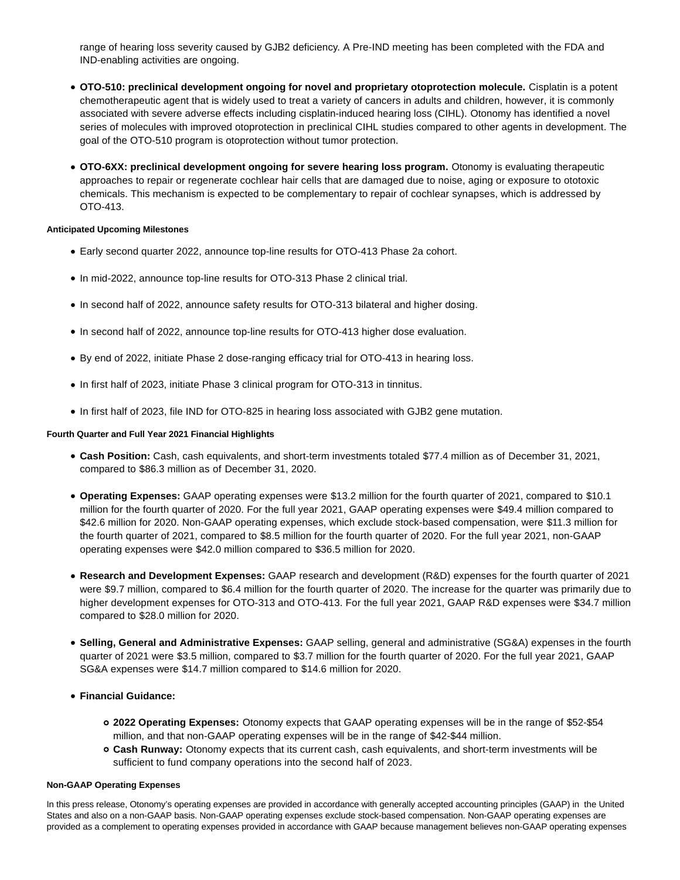range of hearing loss severity caused by GJB2 deficiency. A Pre-IND meeting has been completed with the FDA and IND-enabling activities are ongoing.

- **OTO-510: preclinical development ongoing for novel and proprietary otoprotection molecule.** Cisplatin is a potent chemotherapeutic agent that is widely used to treat a variety of cancers in adults and children, however, it is commonly associated with severe adverse effects including cisplatin-induced hearing loss (CIHL). Otonomy has identified a novel series of molecules with improved otoprotection in preclinical CIHL studies compared to other agents in development. The goal of the OTO-510 program is otoprotection without tumor protection.

- **OTO-6XX: preclinical development ongoing for severe hearing loss program.** Otonomy is evaluating therapeutic approaches to repair or regenerate cochlear hair cells that are damaged due to noise, aging or exposure to ototoxic chemicals. This mechanism is expected to be complementary to repair of cochlear synapses, which is addressed by OTO-413.

#### Anticipated Upcoming Milestones

- Early second quarter 2022, announce top-line results for OTO-413 Phase 2a cohort.
- In mid-2022, announce top-line results for OTO-313 Phase 2 clinical trial.
- In second half of 2022, announce safety results for OTO-313 bilateral and higher dosing.
- In second half of 2022, announce top-line results for OTO-413 higher dose evaluation.
- By end of 2022, initiate Phase 2 dose-ranging efficacy trial for OTO-413 in hearing loss.
- In first half of 2023, initiate Phase 3 clinical program for OTO-313 in tinnitus.
- In first half of 2023, file IND for OTO-825 in hearing loss associated with GJB2 gene mutation.

#### Fourth Quarter and Full Year 2021 Financial Highlights

- **Cash Position:** Cash, cash equivalents, and short-term investments totaled $77.4 million as of December 31, 2021, compared to $86.3 million as of December 31, 2020.

- **Operating Expenses:** GAAP operating expenses were $13.2 million for the fourth quarter of 2021, compared to $10.1 million for the fourth quarter of 2020. For the full year 2021, GAAP operating expenses were $49.4 million compared to $42.6 million for 2020. Non-GAAP operating expenses, which exclude stock-based compensation, were $11.3 million for the fourth quarter of 2021, compared to $8.5 million for the fourth quarter of 2020. For the full year 2021, non-GAAP operating expenses were $42.0 million compared to $36.5 million for 2020.

- **Research and Development Expenses:** GAAP research and development (R&D) expenses for the fourth quarter of 2021 were $9.7 million, compared to $6.4 million for the fourth quarter of 2020. The increase for the quarter was primarily due to higher development expenses for OTO-313 and OTO-413. For the full year 2021, GAAP R&D expenses were $34.7 million compared to $28.0 million for 2020.

- **Selling, General and Administrative Expenses:** GAAP selling, general and administrative (SG&A) expenses in the fourth quarter of 2021 were $3.5 million, compared to $3.7 million for the fourth quarter of 2020. For the full year 2021, GAAP SG&A expenses were $14.7 million compared to $14.6 million for 2020.

- **Financial Guidance:**
  - **2022 Operating Expenses:** Otonomy expects that GAAP operating expenses will be in the range of $52-$54 million, and that non-GAAP operating expenses will be in the range of $42-$44 million.
  - **Cash Runway:** Otonomy expects that its current cash, cash equivalents, and short-term investments will be sufficient to fund company operations into the second half of 2023.

#### Non-GAAP Operating Expenses

In this press release, Otonomy's operating expenses are provided in accordance with generally accepted accounting principles (GAAP) in the United States and also on a non-GAAP basis. Non-GAAP operating expenses exclude stock-based compensation. Non-GAAP operating expenses are provided as a complement to operating expenses provided in accordance with GAAP because management believes non-GAAP operating expenses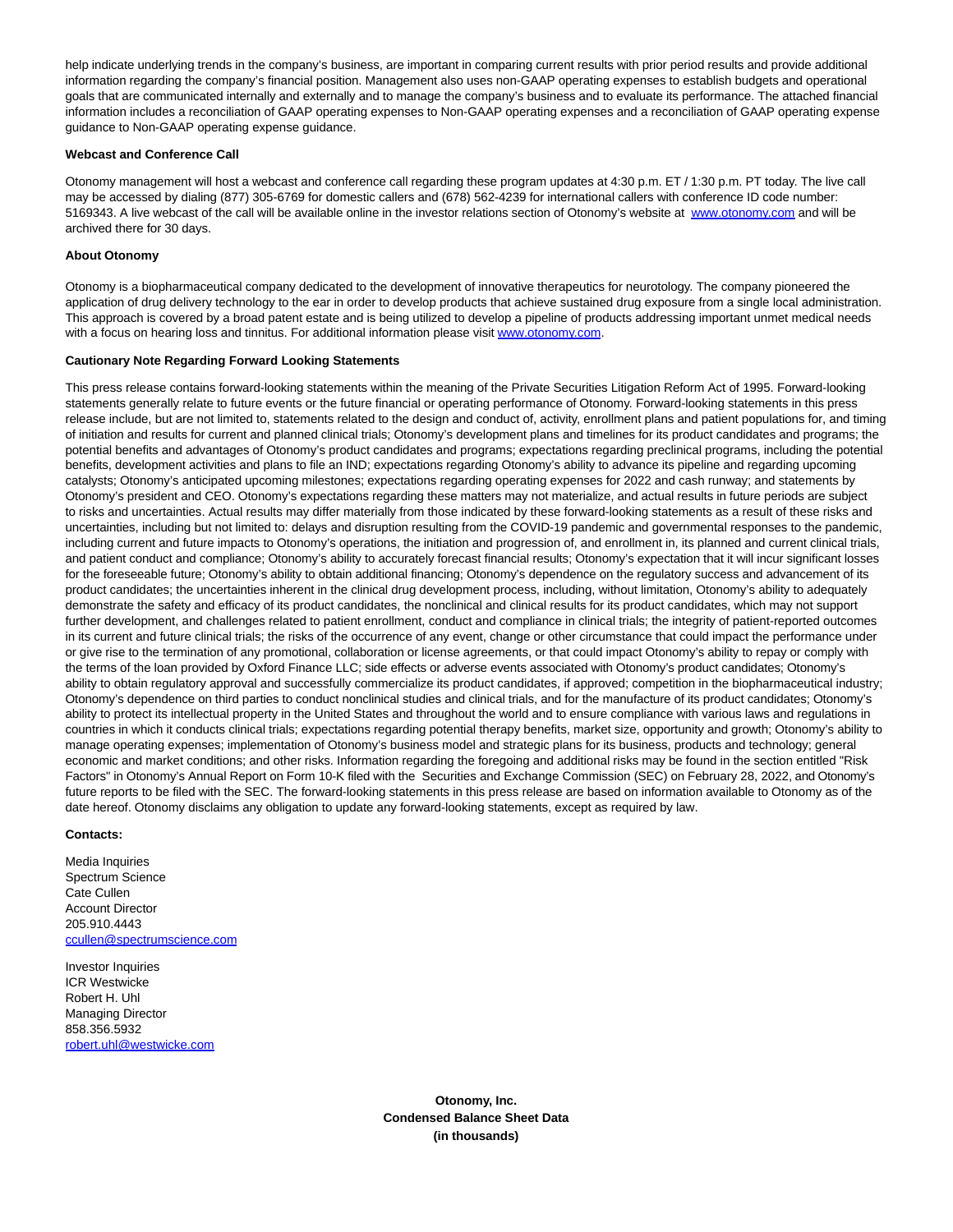help indicate underlying trends in the company's business, are important in comparing current results with prior period results and provide additional information regarding the company's financial position. Management also uses non-GAAP operating expenses to establish budgets and operational goals that are communicated internally and externally and to manage the company's business and to evaluate its performance. The attached financial information includes a reconciliation of GAAP operating expenses to Non-GAAP operating expenses and a reconciliation of GAAP operating expense guidance to Non-GAAP operating expense guidance.

**Webcast and Conference Call**

Otonomy management will host a webcast and conference call regarding these program updates at 4:30 p.m. ET / 1:30 p.m. PT today. The live call may be accessed by dialing (877) 305-6769 for domestic callers and (678) 562-4239 for international callers with conference ID code number: 5169343. A live webcast of the call will be available online in the investor relations section of Otonomy's website at [www.otonomy.com](http://www.otonomy.com) and will be archived there for 30 days.

**About Otonomy**

Otonomy is a biopharmaceutical company dedicated to the development of innovative therapeutics for neurotology. The company pioneered the application of drug delivery technology to the ear in order to develop products that achieve sustained drug exposure from a single local administration. This approach is covered by a broad patent estate and is being utilized to develop a pipeline of products addressing important unmet medical needs with a focus on hearing loss and tinnitus. For additional information please visit [www.otonomy.com](http://www.otonomy.com).

**Cautionary Note Regarding Forward Looking Statements**

This press release contains forward-looking statements within the meaning of the Private Securities Litigation Reform Act of 1995. Forward-looking statements generally relate to future events or the future financial or operating performance of Otonomy. Forward-looking statements in this press release include, but are not limited to, statements related to the design and conduct of, activity, enrollment plans and patient populations for, and timing of initiation and results for current and planned clinical trials; Otonomy's development plans and timelines for its product candidates and programs; the potential benefits and advantages of Otonomy's product candidates and programs; expectations regarding preclinical programs, including the potential benefits, development activities and plans to file an IND; expectations regarding Otonomy's ability to advance its pipeline and regarding upcoming catalysts; Otonomy's anticipated upcoming milestones; expectations regarding operating expenses for 2022 and cash runway; and statements by Otonomy's president and CEO. Otonomy's expectations regarding these matters may not materialize, and actual results in future periods are subject to risks and uncertainties. Actual results may differ materially from those indicated by these forward-looking statements as a result of these risks and uncertainties, including but not limited to: delays and disruption resulting from the COVID-19 pandemic and governmental responses to the pandemic, including current and future impacts to Otonomy's operations, the initiation and progression of, and enrollment in, its planned and current clinical trials, and patient conduct and compliance; Otonomy's ability to accurately forecast financial results; Otonomy's expectation that it will incur significant losses for the foreseeable future; Otonomy's ability to obtain additional financing; Otonomy's dependence on the regulatory success and advancement of its product candidates; the uncertainties inherent in the clinical drug development process, including, without limitation, Otonomy's ability to adequately demonstrate the safety and efficacy of its product candidates, the nonclinical and clinical results for its product candidates, which may not support further development, and challenges related to patient enrollment, conduct and compliance in clinical trials; the integrity of patient-reported outcomes in its current and future clinical trials; the risks of the occurrence of any event, change or other circumstance that could impact the performance under or give rise to the termination of any promotional, collaboration or license agreements, or that could impact Otonomy's ability to repay or comply with the terms of the loan provided by Oxford Finance LLC; side effects or adverse events associated with Otonomy's product candidates; Otonomy's ability to obtain regulatory approval and successfully commercialize its product candidates, if approved; competition in the biopharmaceutical industry; Otonomy's dependence on third parties to conduct nonclinical studies and clinical trials, and for the manufacture of its product candidates; Otonomy's ability to protect its intellectual property in the United States and throughout the world and to ensure compliance with various laws and regulations in countries in which it conducts clinical trials; expectations regarding potential therapy benefits, market size, opportunity and growth; Otonomy's ability to manage operating expenses; implementation of Otonomy's business model and strategic plans for its business, products and technology; general economic and market conditions; and other risks. Information regarding the foregoing and additional risks may be found in the section entitled "Risk Factors" in Otonomy's Annual Report on Form 10-K filed with the Securities and Exchange Commission (SEC) on February 28, 2022, and Otonomy's future reports to be filed with the SEC. The forward-looking statements in this press release are based on information available to Otonomy as of the date hereof. Otonomy disclaims any obligation to update any forward-looking statements, except as required by law.

**Contacts:**

Media Inquiries
Spectrum Science
Cate Cullen
Account Director
205.910.4443
[ccullen@spectrumscience.com](mailto:ccullen@spectrumscience.com)

Investor Inquiries
ICR Westwicke
Robert H. Uhl
Managing Director
858.356.5932
[robert.uhl@westwicke.com](mailto:robert.uhl@westwicke.com)

**Otonomy, Inc.**
**Condensed Balance Sheet Data**
**(in thousands)**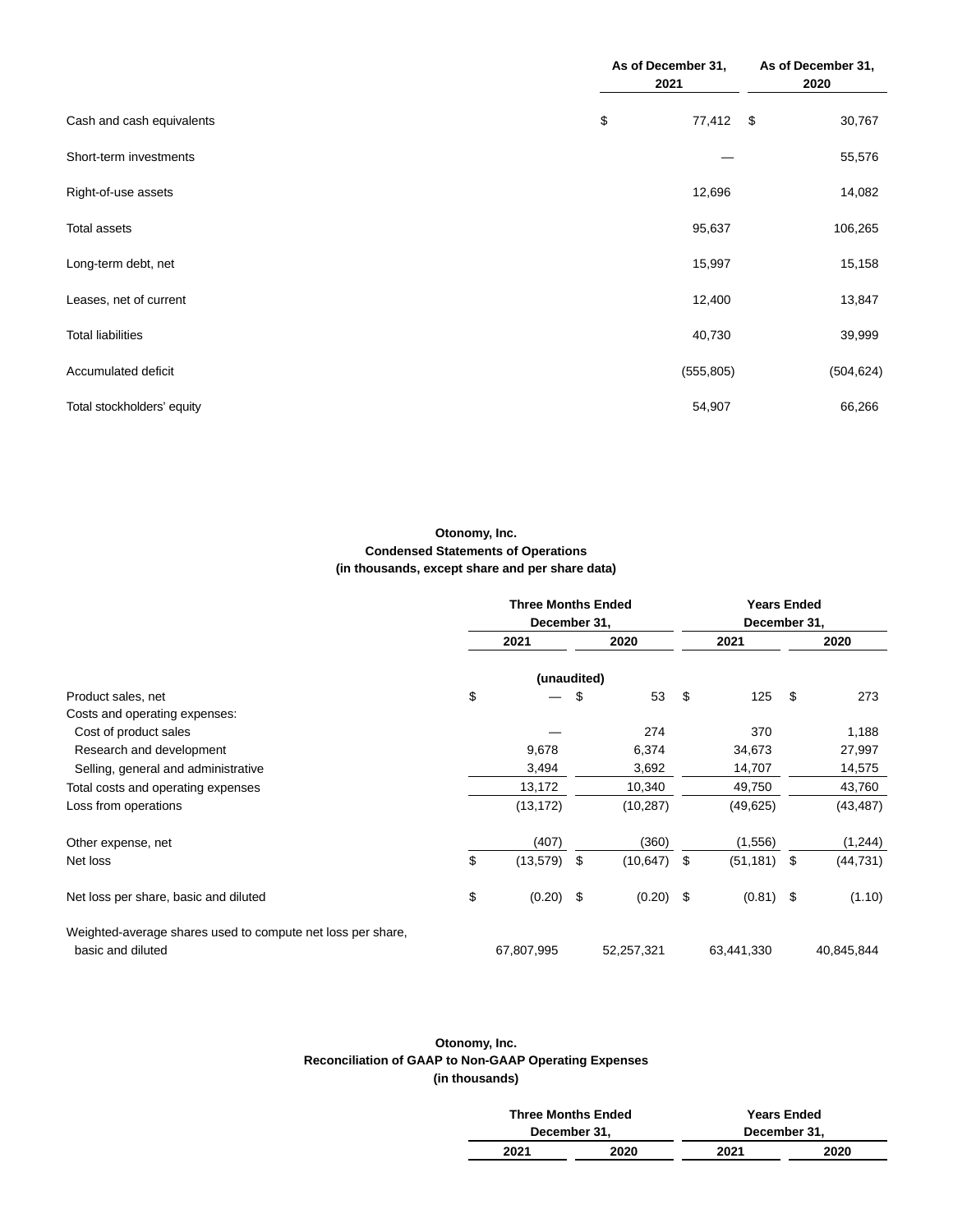| | As of December 31, 2021 | As of December 31, 2020 |
|---|---|---|
| Cash and cash equivalents | $ 77,412 | $ 30,767 |
| Short-term investments | — | 55,576 |
| Right-of-use assets | 12,696 | 14,082 |
| Total assets | 95,637 | 106,265 |
| Long-term debt, net | 15,997 | 15,158 |
| Leases, net of current | 12,400 | 13,847 |
| Total liabilities | 40,730 | 39,999 |
| Accumulated deficit | (555,805) | (504,624) |
| Total stockholders' equity | 54,907 | 66,266 |

**Otonomy, Inc.**
**Condensed Statements of Operations**
**(in thousands, except share and per share data)**

| | Three Months Ended December 31, | | Years Ended December 31, | |
|---|---|---|---|---|
| | 2021 | 2020 | 2021 | 2020 |
| | (unaudited) | | | |
| Product sales, net | $ — | $ 53 | $ 125 | $ 273 |
| Costs and operating expenses: | | | | |
| Cost of product sales | — | 274 | 370 | 1,188 |
| Research and development | 9,678 | 6,374 | 34,673 | 27,997 |
| Selling, general and administrative | 3,494 | 3,692 | 14,707 | 14,575 |
| Total costs and operating expenses | 13,172 | 10,340 | 49,750 | 43,760 |
| Loss from operations | (13,172) | (10,287) | (49,625) | (43,487) |
| Other expense, net | (407) | (360) | (1,556) | (1,244) |
| Net loss | $ (13,579) | $ (10,647) | $ (51,181) | $ (44,731) |
| Net loss per share, basic and diluted | $ (0.20) | $ (0.20) | $ (0.81) | $ (1.10) |
| Weighted-average shares used to compute net loss per share, basic and diluted | 67,807,995 | 52,257,321 | 63,441,330 | 40,845,844 |

**Otonomy, Inc.**
**Reconciliation of GAAP to Non-GAAP Operating Expenses**
**(in thousands)**

| | Three Months Ended December 31, | | Years Ended December 31, | |
|---|---|---|---|---|
| | 2021 | 2020 | 2021 | 2020 |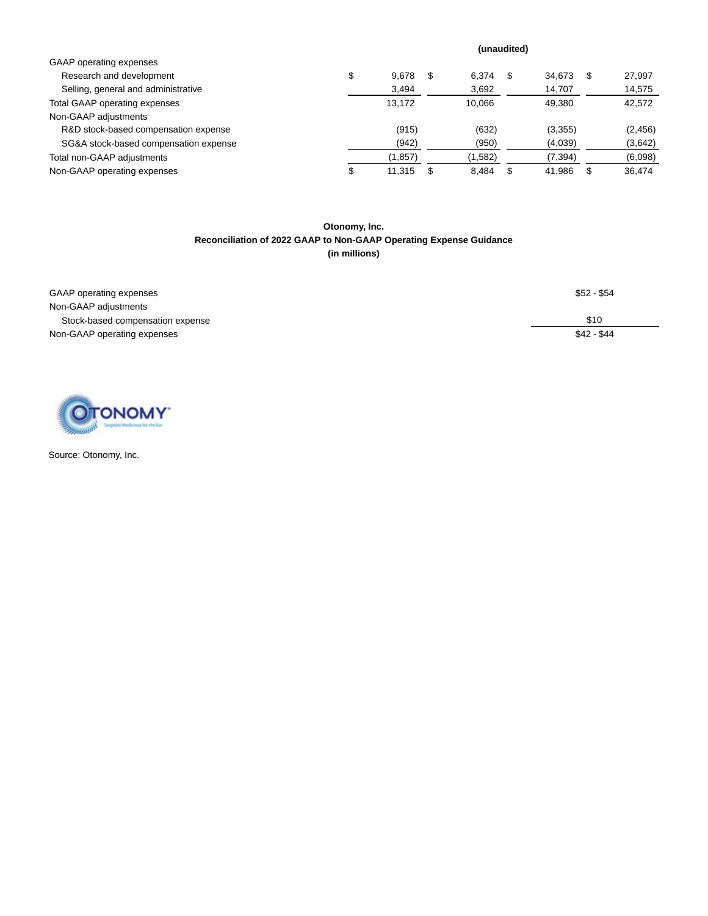| | (unaudited) | | | |
|---|---|---|---|---|
| GAAP operating expenses | | | | |
| Research and development | $ 9,678 | $ 6,374 | $ 34,673 | $ 27,997 |
| Selling, general and administrative | 3,494 | 3,692 | 14,707 | 14,575 |
| Total GAAP operating expenses | 13,172 | 10,066 | 49,380 | 42,572 |
| Non-GAAP adjustments | | | | |
| R&D stock-based compensation expense | (915) | (632) | (3,355) | (2,456) |
| SG&A stock-based compensation expense | (942) | (950) | (4,039) | (3,642) |
| Total non-GAAP adjustments | (1,857) | (1,582) | (7,394) | (6,098) |
| Non-GAAP operating expenses | $ 11,315 | $ 8,484 | $ 41,986 | $ 36,474 |

**Otonomy, Inc.**
**Reconciliation of 2022 GAAP to Non-GAAP Operating Expense Guidance**
**(in millions)**

| | |
|---|---|
| GAAP operating expenses | $52 - $54 |
| Non-GAAP adjustments | |
| Stock-based compensation expense | $10 |
| Non-GAAP operating expenses | $42 - $44 |

OTONOMY
Targeted Medicines for the Ear

Source: Otonomy, Inc.